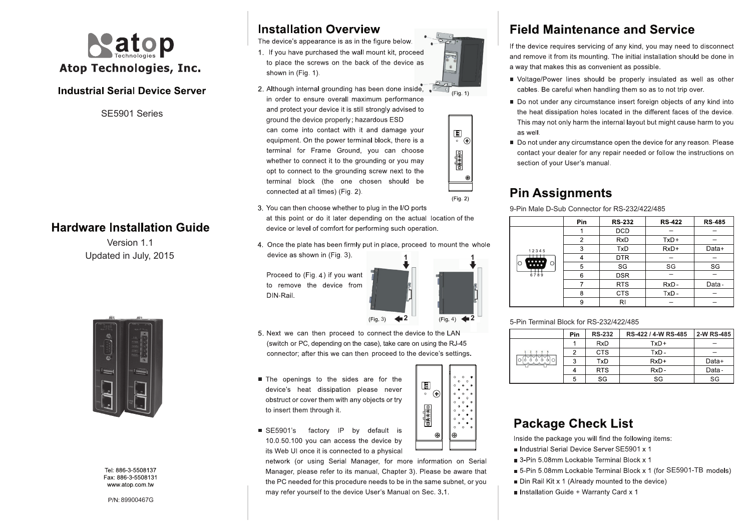# atop Technologies

## Atop Technologies, Inc.

### Industrial Serial Device Server

SE5901 Series

## Hardware Installation Guide

Version 1.1

Updated in July, 2015

Tel: 886-3-5508137
Fax: 886-3-5508131
www.atop.com.tw

P/N: 89900467G

## Installation Overview

The device's appearance is as in the figure below.

1. If you have purchased the wall mount kit, proceed to place the screws on the back of the device as shown in (Fig. 1).

(Fig. 1)

2. Although internal grounding has been done inside, in order to ensure overall maximum performance and protect your device it is still strongly advised to ground the device properly; hazardous ESD can come into contact with it and damage your equipment. On the power terminal block, there is a terminal for Frame Ground, you can choose whether to connect it to the grounding or you may opt to connect to the grounding screw next to the terminal block (the one chosen should be connected at all times) (Fig. 2).

(Fig. 2)

3. You can then choose whether to plug in the I/O ports at this point or do it later depending on the actual location of the device or level of comfort for performing such operation.

4. Once the plate has been firmly put in place, proceed to mount the whole device as shown in (Fig. 3).

   Proceed to (Fig. 4) if you want to remove the device from DIN-Rail.

(Fig. 3) (Fig. 4)

5. Next we can then proceed to connect the device to the LAN (switch or PC, depending on the case), take care on using the RJ-45 connector; after this we can then proceed to the device's settings.

- The openings to the sides are for the device's heat dissipation please never obstruct or cover them with any objects or try to insert them through it.
- SE5901's factory IP by default is 10.0.50.100 you can access the device by its Web UI once it is connected to a physical network (or using Serial Manager, for more information on Serial Manager, please refer to its manual, Chapter 3). Please be aware that the PC needed for this procedure needs to be in the same subnet, or you may refer yourself to the device User's Manual on Sec. 3.1.

## Field Maintenance and Service

If the device requires servicing of any kind, you may need to disconnect and remove it from its mounting. The initial installation should be done in a way that makes this as convenient as possible.

- Voltage/Power lines should be properly insulated as well as other cables. Be careful when handling them so as to not trip over.
- Do not under any circumstance insert foreign objects of any kind into the heat dissipation holes located in the different faces of the device. This may not only harm the internal layout but might cause harm to you as well.
- Do not under any circumstance open the device for any reason. Please contact your dealer for any repair needed or follow the instructions on section of your User's manual.

## Pin Assignments

9-Pin Male D-Sub Connector for RS-232/422/485

| | Pin | RS-232 | RS-422 | RS-485 |
|---|---|---|---|---|
| | 1 | DCD | – | – |
| | 2 | RxD | TxD+ | – |
| | 3 | TxD | RxD+ | Data+ |
| | 4 | DTR | – | – |
| | 5 | SG | SG | SG |
| | 6 | DSR | – | – |
| | 7 | RTS | RxD- | Data- |
| | 8 | CTS | TxD- | – |
| | 9 | RI | – | – |

5-Pin Terminal Block for RS-232/422/485

| | Pin | RS-232 | RS-422 / 4-W RS-485 | 2-W RS-485 |
|---|---|---|---|---|
| | 1 | RxD | TxD+ | – |
| | 2 | CTS | TxD- | – |
| | 3 | TxD | RxD+ | Data+ |
| | 4 | RTS | RxD- | Data- |
| | 5 | SG | SG | SG |

## Package Check List

Inside the package you will find the following items:

- Industrial Serial Device Server SE5901 x 1
- 3-Pin 5.08mm Lockable Terminal Block x 1
- 5-Pin 5.08mm Lockable Terminal Block x 1 (for SE5901-TB models)
- Din Rail Kit x 1 (Already mounted to the device)
- Installation Guide + Warranty Card x 1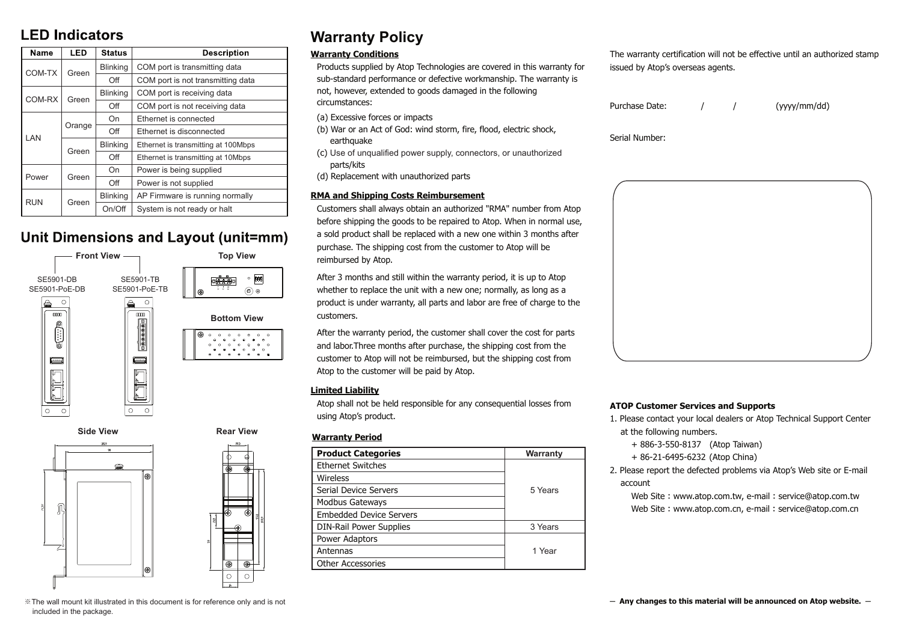## LED Indicators

| Name | LED | Status | Description |
|---|---|---|---|
| COM-TX | Green | Blinking | COM port is transmitting data |
| | | Off | COM port is not transmitting data |
| COM-RX | Green | Blinking | COM port is receiving data |
| | | Off | COM port is not receiving data |
| LAN | Orange | On | Ethernet is connected |
| | | Off | Ethernet is disconnected |
| | Green | Blinking | Ethernet is transmitting at 100Mbps |
| | | Off | Ethernet is transmitting at 10Mbps |
| Power | Green | On | Power is being supplied |
| | | Off | Power is not supplied |
| RUN | Green | Blinking | AP Firmware is running normally |
| | | On/Off | System is not ready or halt |

## Unit Dimensions and Layout (unit=mm)

Front View

SE5901-DB
SE5901-PoE-DB

SE5901-TB
SE5901-PoE-TB

Top View

Bottom View

Side View

Rear View

※The wall mount kit illustrated in this document is for reference only and is not included in the package.

## Warranty Policy

**Warranty Conditions**

Products supplied by Atop Technologies are covered in this warranty for sub-standard performance or defective workmanship. The warranty is not, however, extended to goods damaged in the following circumstances:

(a) Excessive forces or impacts
(b) War or an Act of God: wind storm, fire, flood, electric shock, earthquake
(c) Use of unqualified power supply, connectors, or unauthorized parts/kits
(d) Replacement with unauthorized parts

**RMA and Shipping Costs Reimbursement**

Customers shall always obtain an authorized "RMA" number from Atop before shipping the goods to be repaired to Atop. When in normal use, a sold product shall be replaced with a new one within 3 months after purchase. The shipping cost from the customer to Atop will be reimbursed by Atop.

After 3 months and still within the warranty period, it is up to Atop whether to replace the unit with a new one; normally, as long as a product is under warranty, all parts and labor are free of charge to the customers.

After the warranty period, the customer shall cover the cost for parts and labor.Three months after purchase, the shipping cost from the customer to Atop will not be reimbursed, but the shipping cost from Atop to the customer will be paid by Atop.

**Limited Liability**

Atop shall not be held responsible for any consequential losses from using Atop's product.

**Warranty Period**

| Product Categories | Warranty |
|---|---|
| Ethernet Switches | 5 Years |
| Wireless | |
| Serial Device Servers | |
| Modbus Gateways | |
| Embedded Device Servers | |
| DIN-Rail Power Supplies | 3 Years |
| Power Adaptors | 1 Year |
| Antennas | |
| Other Accessories | |

The warranty certification will not be effective until an authorized stamp issued by Atop's overseas agents.

Purchase Date: / / (yyyy/mm/dd)

Serial Number:

**ATOP Customer Services and Supports**

1. Please contact your local dealers or Atop Technical Support Center at the following numbers.
   + 886-3-550-8137 (Atop Taiwan)
   + 86-21-6495-6232 (Atop China)
2. Please report the defected problems via Atop's Web site or E-mail account
   Web Site : www.atop.com.tw, e-mail : service@atop.com.tw
   Web Site : www.atop.com.cn, e-mail : service@atop.com.cn

— **Any changes to this material will be announced on Atop website.** —